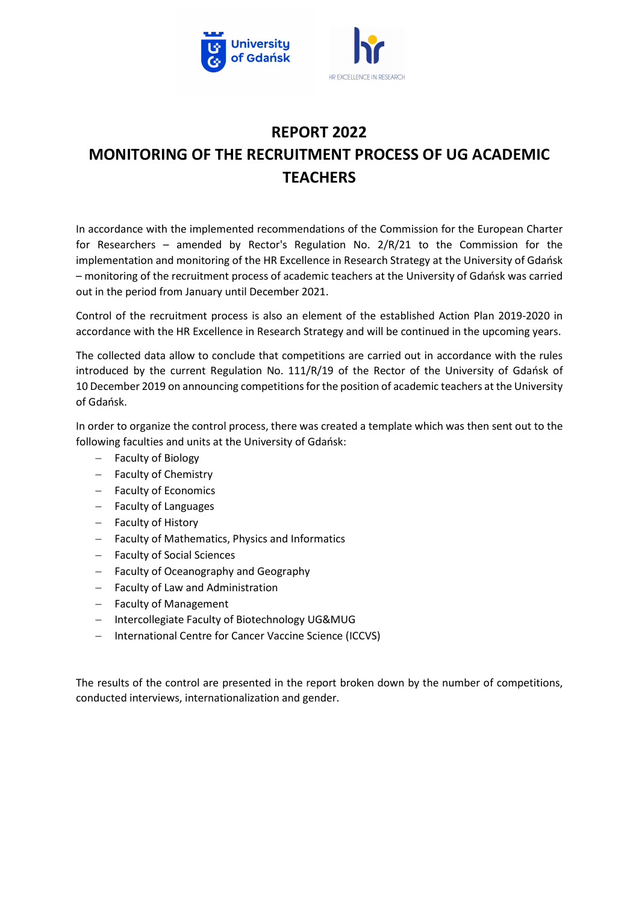# REPORT 2022

# MONITORING OF THE RECRUITMENT PROCESS OF UG ACADEMIC TEACHERS

In accordance with the implemented recommendations of the Commission for the European Charter for Researchers – amended by Rector's Regulation No. 2/R/21 to the Commission for the implementation and monitoring of the HR Excellence in Research Strategy at the University of Gdańsk – monitoring of the recruitment process of academic teachers at the University of Gdańsk was carried out in the period from January until December 2021.

Control of the recruitment process is also an element of the established Action Plan 2019-2020 in accordance with the HR Excellence in Research Strategy and will be continued in the upcoming years.

The collected data allow to conclude that competitions are carried out in accordance with the rules introduced by the current Regulation No. 111/R/19 of the Rector of the University of Gdańsk of 10 December 2019 on announcing competitions for the position of academic teachers at the University of Gdańsk.

In order to organize the control process, there was created a template which was then sent out to the following faculties and units at the University of Gdańsk:

- Faculty of Biology
- Faculty of Chemistry
- Faculty of Economics
- Faculty of Languages
- Faculty of History
- Faculty of Mathematics, Physics and Informatics
- Faculty of Social Sciences
- Faculty of Oceanography and Geography
- Faculty of Law and Administration
- Faculty of Management
- Intercollegiate Faculty of Biotechnology UG&MUG
- International Centre for Cancer Vaccine Science (ICCVS)

The results of the control are presented in the report broken down by the number of competitions, conducted interviews, internationalization and gender.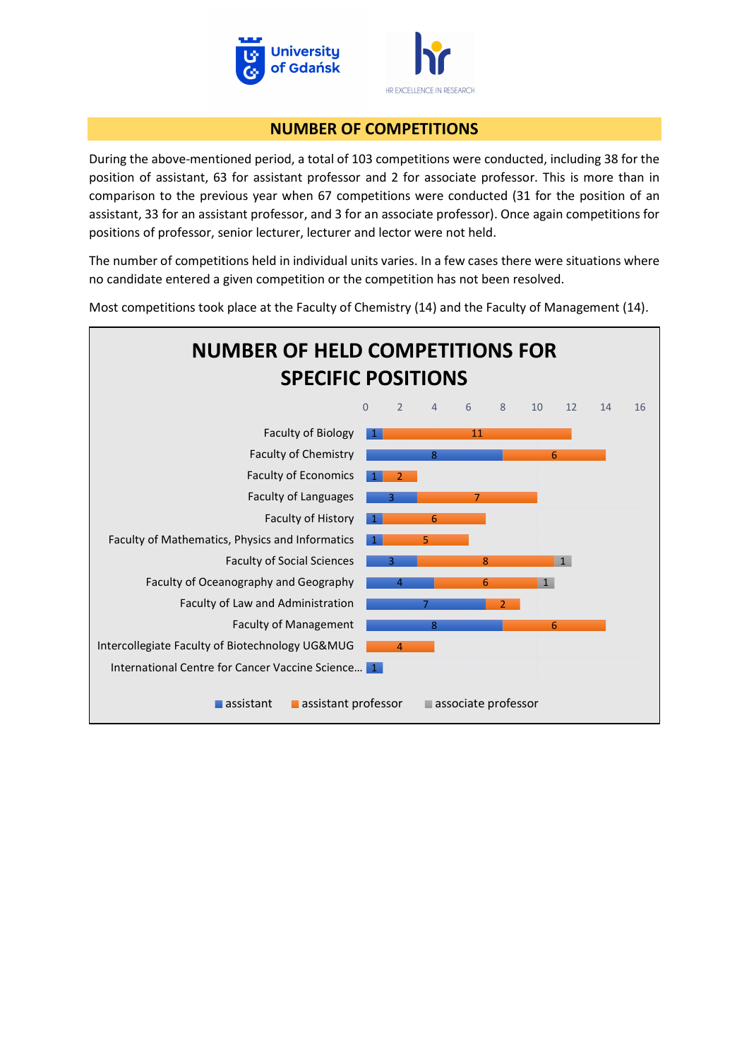## NUMBER OF COMPETITIONS

During the above-mentioned period, a total of 103 competitions were conducted, including 38 for the position of assistant, 63 for assistant professor and 2 for associate professor. This is more than in comparison to the previous year when 67 competitions were conducted (31 for the position of an assistant, 33 for an assistant professor, and 3 for an associate professor). Once again competitions for positions of professor, senior lecturer, lecturer and lector were not held.

The number of competitions held in individual units varies. In a few cases there were situations where no candidate entered a given competition or the competition has not been resolved.

Most competitions took place at the Faculty of Chemistry (14) and the Faculty of Management (14).

### NUMBER OF HELD COMPETITIONS FOR SPECIFIC POSITIONS

| Unit | assistant | assistant professor | associate professor |
|---|---|---|---|
| Faculty of Biology | 1 | 11 | |
| Faculty of Chemistry | 8 | 6 | |
| Faculty of Economics | 1 | 2 | |
| Faculty of Languages | 3 | 7 | |
| Faculty of History | 1 | 6 | |
| Faculty of Mathematics, Physics and Informatics | 1 | 5 | |
| Faculty of Social Sciences | 3 | 8 | 1 |
| Faculty of Oceanography and Geography | 4 | 6 | 1 |
| Faculty of Law and Administration | 7 | 2 | |
| Faculty of Management | 8 | 6 | |
| Intercollegiate Faculty of Biotechnology UG&MUG | | 4 | |
| International Centre for Cancer Vaccine Science… | 1 | | |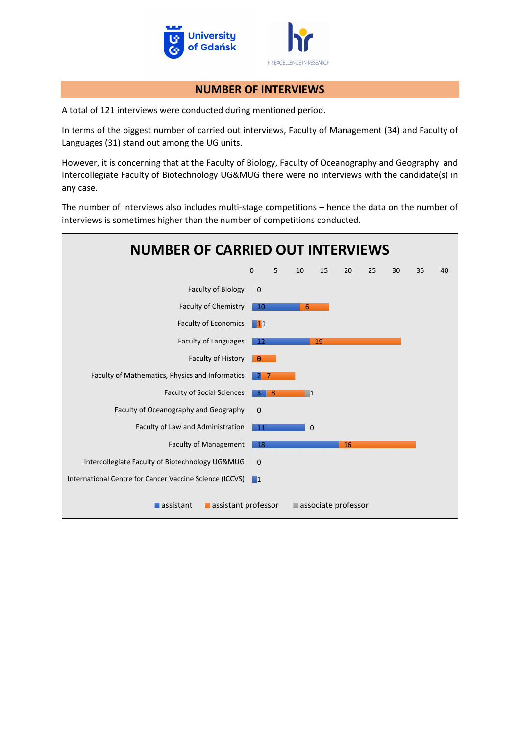## NUMBER OF INTERVIEWS

A total of 121 interviews were conducted during mentioned period.

In terms of the biggest number of carried out interviews, Faculty of Management (34) and Faculty of Languages (31) stand out among the UG units.

However, it is concerning that at the Faculty of Biology, Faculty of Oceanography and Geography and Intercollegiate Faculty of Biotechnology UG&MUG there were no interviews with the candidate(s) in any case.

The number of interviews also includes multi-stage competitions – hence the data on the number of interviews is sometimes higher than the number of competitions conducted.

### NUMBER OF CARRIED OUT INTERVIEWS

| Unit | assistant | assistant professor | associate professor |
|---|---|---|---|
| Faculty of Biology | 0 | | |
| Faculty of Chemistry | 10 | 6 | |
| Faculty of Economics | 1 | 1 | |
| Faculty of Languages | 12 | 19 | |
| Faculty of History | 0 | 5 | |
| Faculty of Mathematics, Physics and Informatics | 2 | 7 | |
| Faculty of Social Sciences | 3 | 8 | 1 |
| Faculty of Oceanography and Geography | 0 | | |
| Faculty of Law and Administration | 11 | 0 | |
| Faculty of Management | 18 | 16 | |
| Intercollegiate Faculty of Biotechnology UG&MUG | 0 | | |
| International Centre for Cancer Vaccine Science (ICCVS) | 1 | | |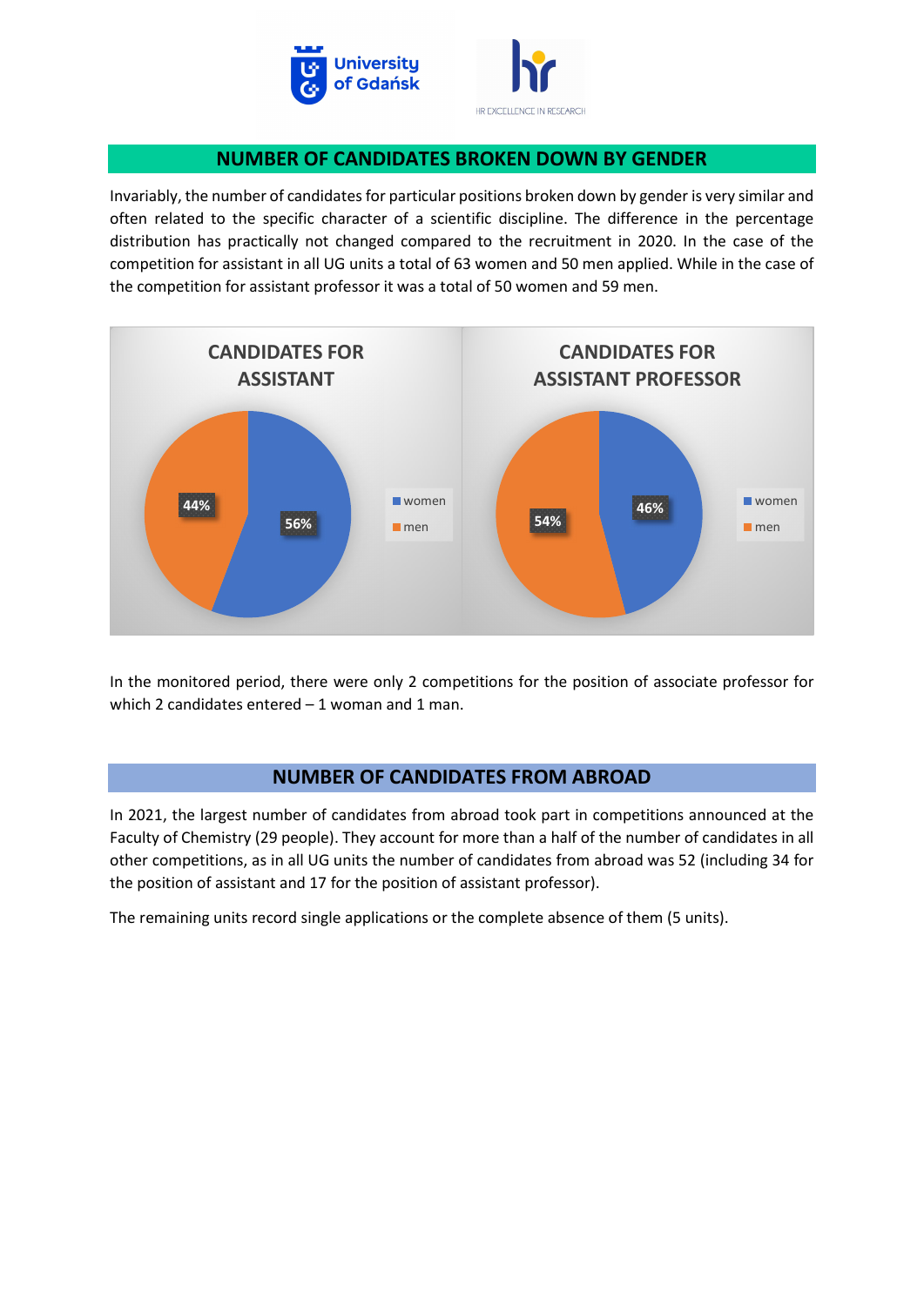## NUMBER OF CANDIDATES BROKEN DOWN BY GENDER

Invariably, the number of candidates for particular positions broken down by gender is very similar and often related to the specific character of a scientific discipline. The difference in the percentage distribution has practically not changed compared to the recruitment in 2020. In the case of the competition for assistant in all UG units a total of 63 women and 50 men applied. While in the case of the competition for assistant professor it was a total of 50 women and 59 men.

**CANDIDATES FOR ASSISTANT**

| | |
|---|---|
| women | 56% |
| men | 44% |

**CANDIDATES FOR ASSISTANT PROFESSOR**

| | |
|---|---|
| women | 46% |
| men | 54% |

In the monitored period, there were only 2 competitions for the position of associate professor for which 2 candidates entered – 1 woman and 1 man.

## NUMBER OF CANDIDATES FROM ABROAD

In 2021, the largest number of candidates from abroad took part in competitions announced at the Faculty of Chemistry (29 people). They account for more than a half of the number of candidates in all other competitions, as in all UG units the number of candidates from abroad was 52 (including 34 for the position of assistant and 17 for the position of assistant professor).

The remaining units record single applications or the complete absence of them (5 units).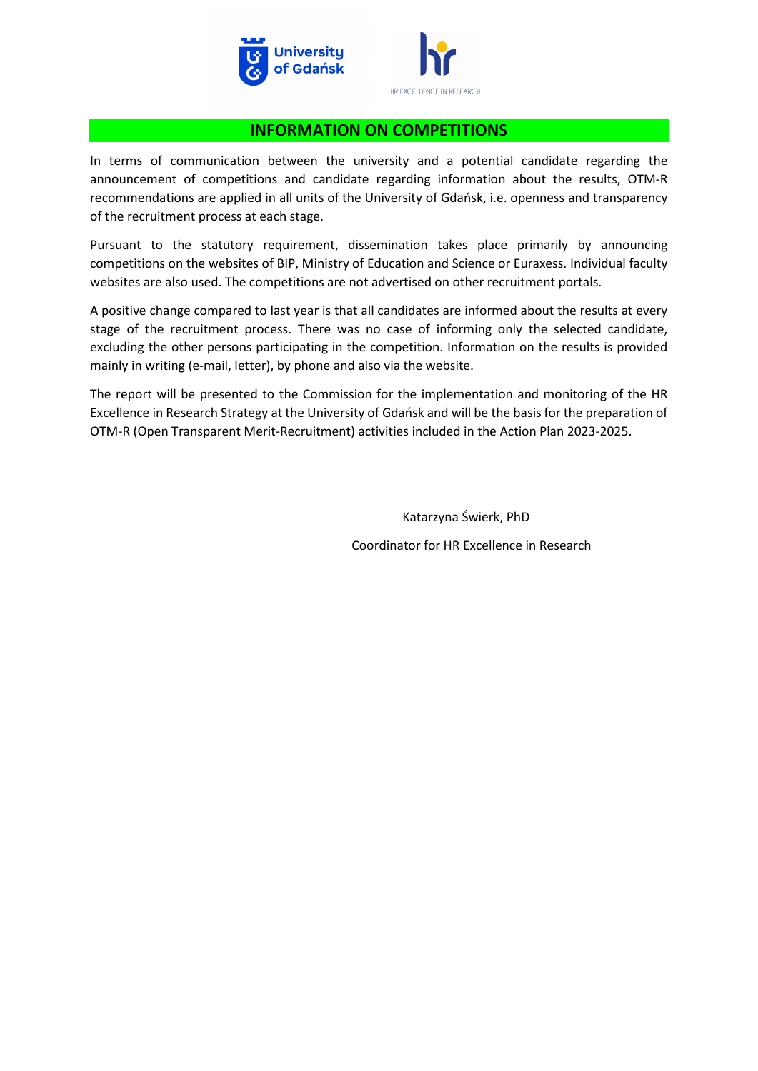## INFORMATION ON COMPETITIONS

In terms of communication between the university and a potential candidate regarding the announcement of competitions and candidate regarding information about the results, OTM-R recommendations are applied in all units of the University of Gdańsk, i.e. openness and transparency of the recruitment process at each stage.

Pursuant to the statutory requirement, dissemination takes place primarily by announcing competitions on the websites of BIP, Ministry of Education and Science or Euraxess. Individual faculty websites are also used. The competitions are not advertised on other recruitment portals.

A positive change compared to last year is that all candidates are informed about the results at every stage of the recruitment process. There was no case of informing only the selected candidate, excluding the other persons participating in the competition. Information on the results is provided mainly in writing (e-mail, letter), by phone and also via the website.

The report will be presented to the Commission for the implementation and monitoring of the HR Excellence in Research Strategy at the University of Gdańsk and will be the basis for the preparation of OTM-R (Open Transparent Merit-Recruitment) activities included in the Action Plan 2023-2025.

Katarzyna Świerk, PhD

Coordinator for HR Excellence in Research